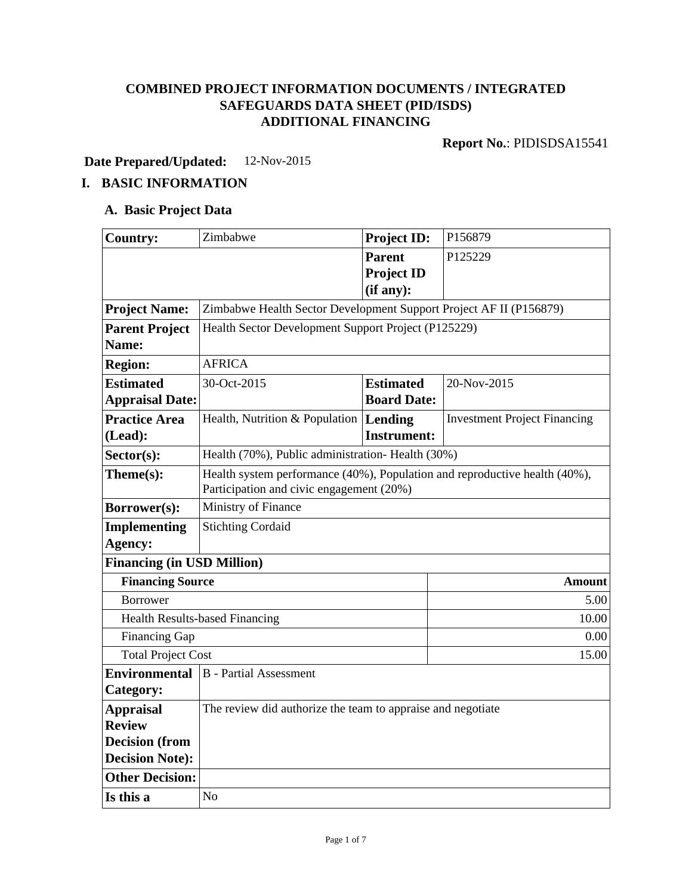# COMBINED PROJECT INFORMATION DOCUMENTS / INTEGRATED SAFEGUARDS DATA SHEET (PID/ISDS) ADDITIONAL FINANCING

**Report No.**: PIDISDSA15541

**Date Prepared/Updated:** 12-Nov-2015

## I. BASIC INFORMATION

### A. Basic Project Data

| **Country:** | Zimbabwe | **Project ID:** | P156879 |
|---|---|---|---|
| | | **Parent Project ID (if any):** | P125229 |
| **Project Name:** | Zimbabwe Health Sector Development Support Project AF II (P156879) | | |
| **Parent Project Name:** | Health Sector Development Support Project (P125229) | | |
| **Region:** | AFRICA | | |
| **Estimated Appraisal Date:** | 30-Oct-2015 | **Estimated Board Date:** | 20-Nov-2015 |
| **Practice Area (Lead):** | Health, Nutrition & Population | **Lending Instrument:** | Investment Project Financing |
| **Sector(s):** | Health (70%), Public administration- Health (30%) | | |
| **Theme(s):** | Health system performance (40%), Population and reproductive health (40%), Participation and civic engagement (20%) | | |
| **Borrower(s):** | Ministry of Finance | | |
| **Implementing Agency:** | Stichting Cordaid | | |

**Financing (in USD Million)**

| **Financing Source** | **Amount** |
|---|---|
| Borrower | 5.00 |
| Health Results-based Financing | 10.00 |
| Financing Gap | 0.00 |
| Total Project Cost | 15.00 |

| | |
|---|---|
| **Environmental Category:** | B - Partial Assessment |
| **Appraisal Review Decision (from Decision Note):** | The review did authorize the team to appraise and negotiate |
| **Other Decision:** | |
| **Is this a** | No |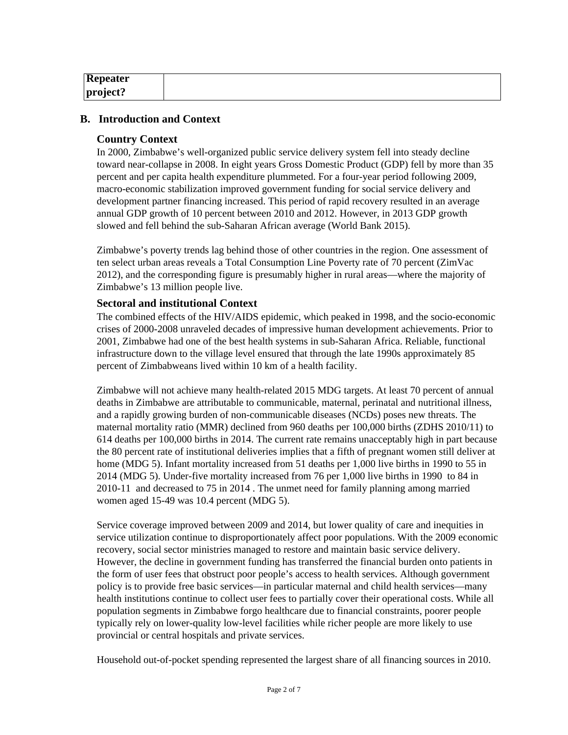| Repeater project? | |
|---|---|

## B. Introduction and Context

### Country Context

In 2000, Zimbabwe's well-organized public service delivery system fell into steady decline toward near-collapse in 2008. In eight years Gross Domestic Product (GDP) fell by more than 35 percent and per capita health expenditure plummeted. For a four-year period following 2009, macro-economic stabilization improved government funding for social service delivery and development partner financing increased. This period of rapid recovery resulted in an average annual GDP growth of 10 percent between 2010 and 2012. However, in 2013 GDP growth slowed and fell behind the sub-Saharan African average (World Bank 2015).

Zimbabwe's poverty trends lag behind those of other countries in the region. One assessment of ten select urban areas reveals a Total Consumption Line Poverty rate of 70 percent (ZimVac 2012), and the corresponding figure is presumably higher in rural areas—where the majority of Zimbabwe's 13 million people live.

### Sectoral and institutional Context

The combined effects of the HIV/AIDS epidemic, which peaked in 1998, and the socio-economic crises of 2000-2008 unraveled decades of impressive human development achievements. Prior to 2001, Zimbabwe had one of the best health systems in sub-Saharan Africa. Reliable, functional infrastructure down to the village level ensured that through the late 1990s approximately 85 percent of Zimbabweans lived within 10 km of a health facility.

Zimbabwe will not achieve many health-related 2015 MDG targets. At least 70 percent of annual deaths in Zimbabwe are attributable to communicable, maternal, perinatal and nutritional illness, and a rapidly growing burden of non-communicable diseases (NCDs) poses new threats. The maternal mortality ratio (MMR) declined from 960 deaths per 100,000 births (ZDHS 2010/11) to 614 deaths per 100,000 births in 2014. The current rate remains unacceptably high in part because the 80 percent rate of institutional deliveries implies that a fifth of pregnant women still deliver at home (MDG 5). Infant mortality increased from 51 deaths per 1,000 live births in 1990 to 55 in 2014 (MDG 5). Under-five mortality increased from 76 per 1,000 live births in 1990 to 84 in 2010-11 and decreased to 75 in 2014 . The unmet need for family planning among married women aged 15-49 was 10.4 percent (MDG 5).

Service coverage improved between 2009 and 2014, but lower quality of care and inequities in service utilization continue to disproportionately affect poor populations. With the 2009 economic recovery, social sector ministries managed to restore and maintain basic service delivery. However, the decline in government funding has transferred the financial burden onto patients in the form of user fees that obstruct poor people's access to health services. Although government policy is to provide free basic services—in particular maternal and child health services—many health institutions continue to collect user fees to partially cover their operational costs. While all population segments in Zimbabwe forgo healthcare due to financial constraints, poorer people typically rely on lower-quality low-level facilities while richer people are more likely to use provincial or central hospitals and private services.

Household out-of-pocket spending represented the largest share of all financing sources in 2010.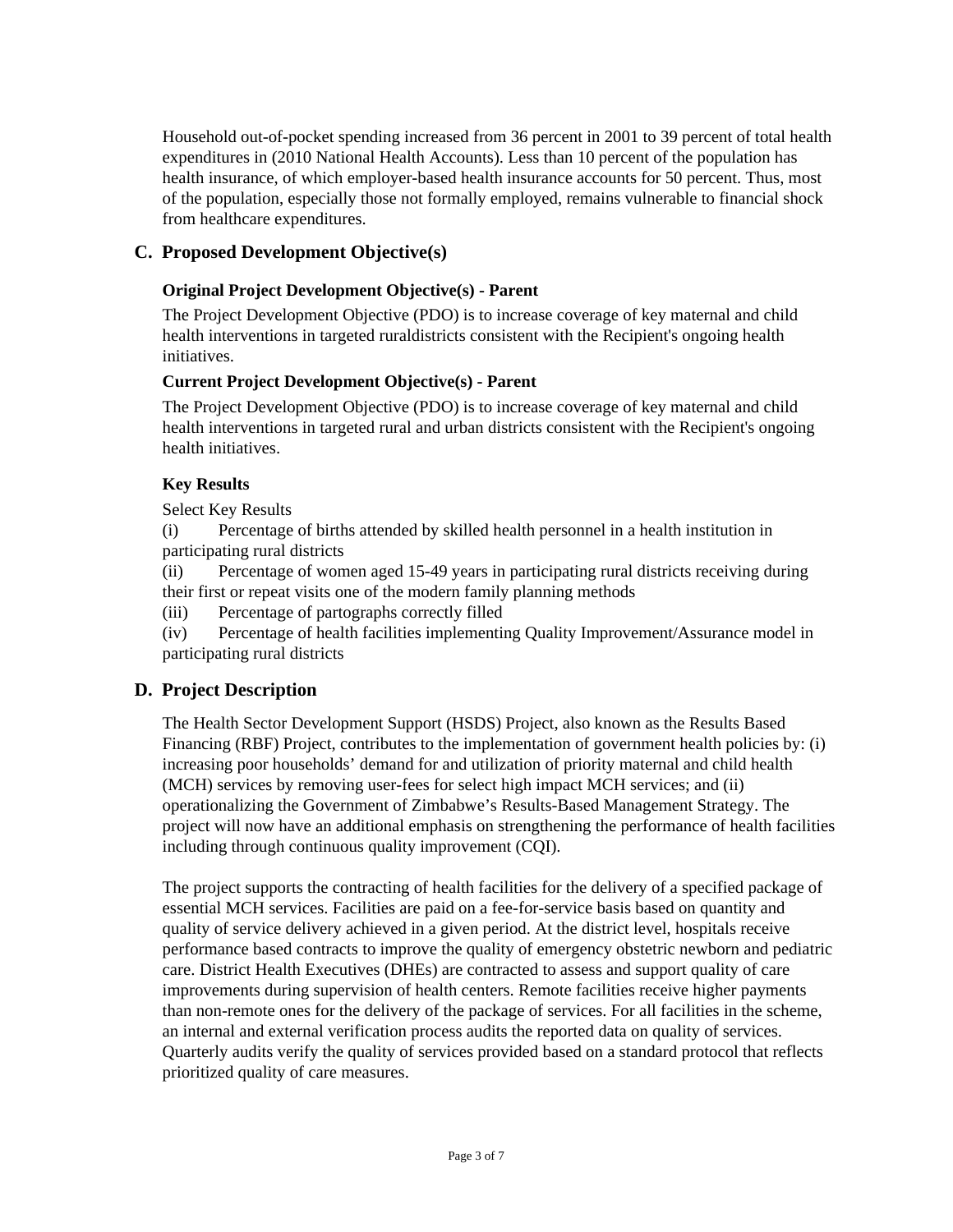Household out-of-pocket spending increased from 36 percent in 2001 to 39 percent of total health expenditures in (2010 National Health Accounts). Less than 10 percent of the population has health insurance, of which employer-based health insurance accounts for 50 percent. Thus, most of the population, especially those not formally employed, remains vulnerable to financial shock from healthcare expenditures.

## C. Proposed Development Objective(s)

### Original Project Development Objective(s) - Parent

The Project Development Objective (PDO) is to increase coverage of key maternal and child health interventions in targeted ruraldistricts consistent with the Recipient's ongoing health initiatives.

### Current Project Development Objective(s) - Parent

The Project Development Objective (PDO) is to increase coverage of key maternal and child health interventions in targeted rural and urban districts consistent with the Recipient's ongoing health initiatives.

### Key Results

Select Key Results

(i) Percentage of births attended by skilled health personnel in a health institution in participating rural districts

(ii) Percentage of women aged 15-49 years in participating rural districts receiving during their first or repeat visits one of the modern family planning methods

(iii) Percentage of partographs correctly filled

(iv) Percentage of health facilities implementing Quality Improvement/Assurance model in participating rural districts

## D. Project Description

The Health Sector Development Support (HSDS) Project, also known as the Results Based Financing (RBF) Project, contributes to the implementation of government health policies by: (i) increasing poor households' demand for and utilization of priority maternal and child health (MCH) services by removing user-fees for select high impact MCH services; and (ii) operationalizing the Government of Zimbabwe's Results-Based Management Strategy. The project will now have an additional emphasis on strengthening the performance of health facilities including through continuous quality improvement (CQI).

The project supports the contracting of health facilities for the delivery of a specified package of essential MCH services. Facilities are paid on a fee-for-service basis based on quantity and quality of service delivery achieved in a given period. At the district level, hospitals receive performance based contracts to improve the quality of emergency obstetric newborn and pediatric care. District Health Executives (DHEs) are contracted to assess and support quality of care improvements during supervision of health centers. Remote facilities receive higher payments than non-remote ones for the delivery of the package of services. For all facilities in the scheme, an internal and external verification process audits the reported data on quality of services. Quarterly audits verify the quality of services provided based on a standard protocol that reflects prioritized quality of care measures.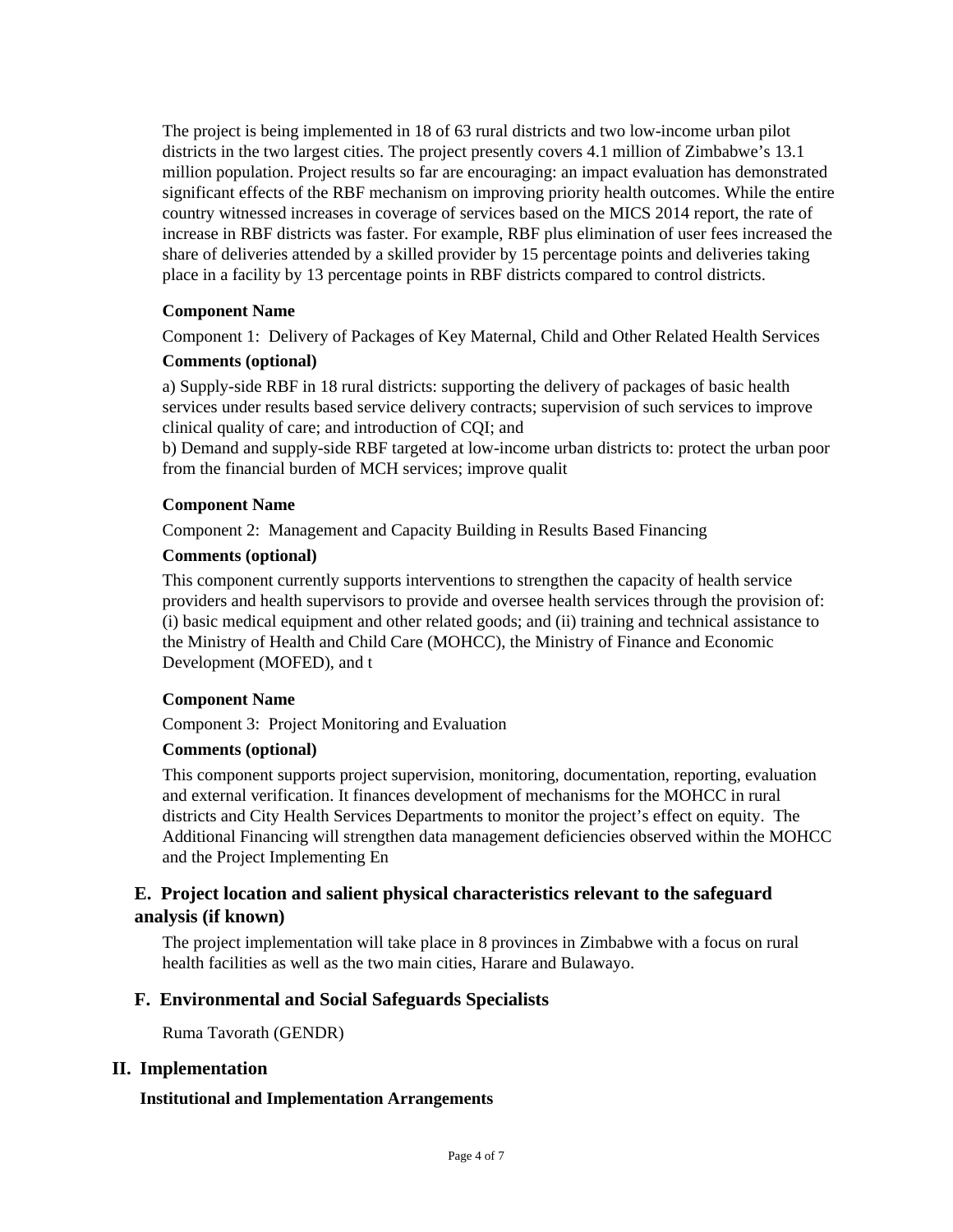The project is being implemented in 18 of 63 rural districts and two low-income urban pilot districts in the two largest cities. The project presently covers 4.1 million of Zimbabwe's 13.1 million population. Project results so far are encouraging: an impact evaluation has demonstrated significant effects of the RBF mechanism on improving priority health outcomes. While the entire country witnessed increases in coverage of services based on the MICS 2014 report, the rate of increase in RBF districts was faster. For example, RBF plus elimination of user fees increased the share of deliveries attended by a skilled provider by 15 percentage points and deliveries taking place in a facility by 13 percentage points in RBF districts compared to control districts.

**Component Name**

Component 1: Delivery of Packages of Key Maternal, Child and Other Related Health Services

**Comments (optional)**

a) Supply-side RBF in 18 rural districts: supporting the delivery of packages of basic health services under results based service delivery contracts; supervision of such services to improve clinical quality of care; and introduction of CQI; and
b) Demand and supply-side RBF targeted at low-income urban districts to: protect the urban poor from the financial burden of MCH services; improve qualit

**Component Name**

Component 2: Management and Capacity Building in Results Based Financing

**Comments (optional)**

This component currently supports interventions to strengthen the capacity of health service providers and health supervisors to provide and oversee health services through the provision of: (i) basic medical equipment and other related goods; and (ii) training and technical assistance to the Ministry of Health and Child Care (MOHCC), the Ministry of Finance and Economic Development (MOFED), and t

**Component Name**

Component 3: Project Monitoring and Evaluation

**Comments (optional)**

This component supports project supervision, monitoring, documentation, reporting, evaluation and external verification. It finances development of mechanisms for the MOHCC in rural districts and City Health Services Departments to monitor the project's effect on equity. The Additional Financing will strengthen data management deficiencies observed within the MOHCC and the Project Implementing En

## E. Project location and salient physical characteristics relevant to the safeguard analysis (if known)

The project implementation will take place in 8 provinces in Zimbabwe with a focus on rural health facilities as well as the two main cities, Harare and Bulawayo.

## F. Environmental and Social Safeguards Specialists

Ruma Tavorath (GENDR)

# II. Implementation

### Institutional and Implementation Arrangements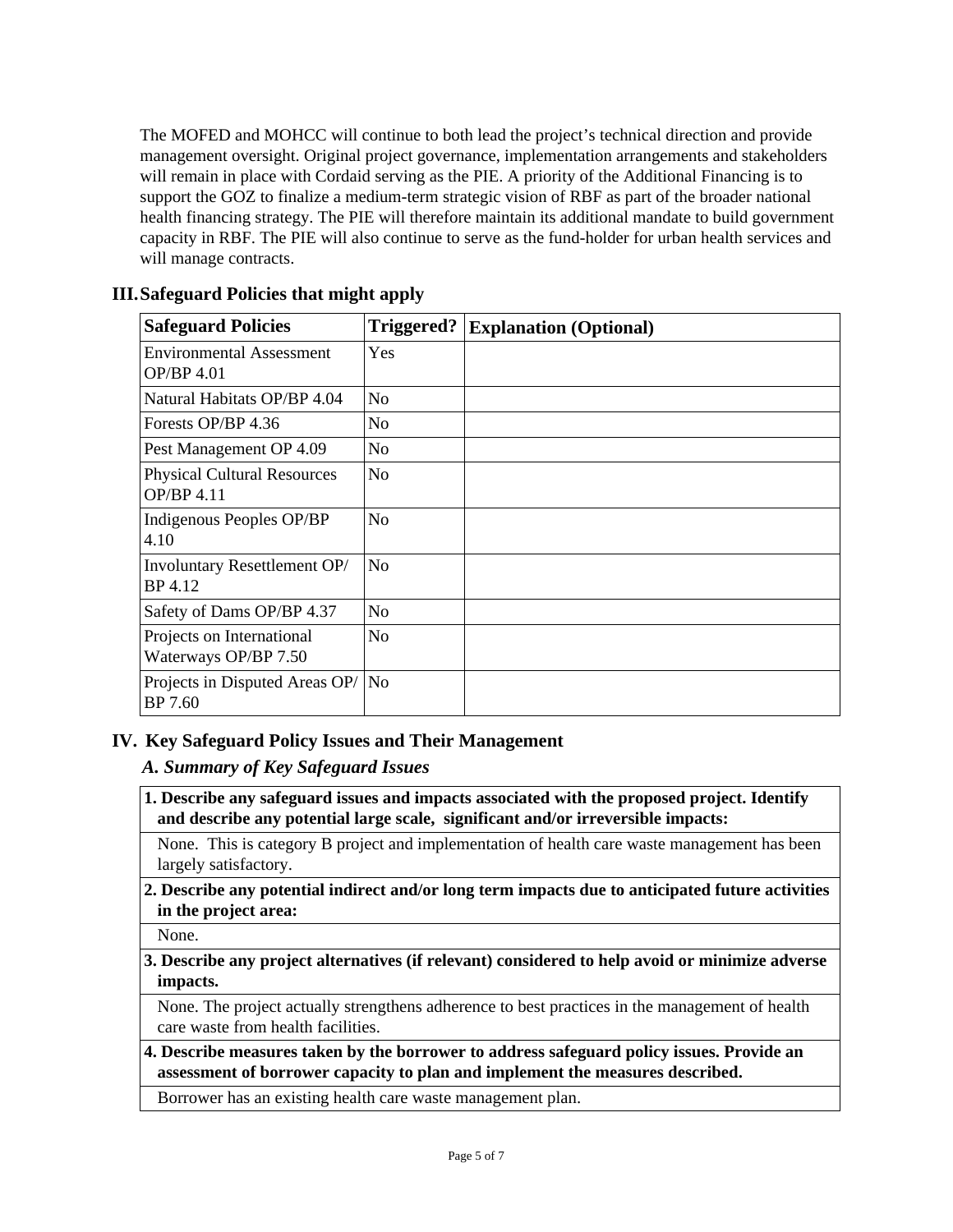The MOFED and MOHCC will continue to both lead the project's technical direction and provide management oversight. Original project governance, implementation arrangements and stakeholders will remain in place with Cordaid serving as the PIE. A priority of the Additional Financing is to support the GOZ to finalize a medium-term strategic vision of RBF as part of the broader national health financing strategy. The PIE will therefore maintain its additional mandate to build government capacity in RBF. The PIE will also continue to serve as the fund-holder for urban health services and will manage contracts.

## III. Safeguard Policies that might apply

| Safeguard Policies | Triggered? | Explanation (Optional) |
|---|---|---|
| Environmental Assessment OP/BP 4.01 | Yes | |
| Natural Habitats OP/BP 4.04 | No | |
| Forests OP/BP 4.36 | No | |
| Pest Management OP 4.09 | No | |
| Physical Cultural Resources OP/BP 4.11 | No | |
| Indigenous Peoples OP/BP 4.10 | No | |
| Involuntary Resettlement OP/ BP 4.12 | No | |
| Safety of Dams OP/BP 4.37 | No | |
| Projects on International Waterways OP/BP 7.50 | No | |
| Projects in Disputed Areas OP/ BP 7.60 | No | |

## IV. Key Safeguard Policy Issues and Their Management

### *A. Summary of Key Safeguard Issues*

**1. Describe any safeguard issues and impacts associated with the proposed project. Identify and describe any potential large scale, significant and/or irreversible impacts:**

None. This is category B project and implementation of health care waste management has been largely satisfactory.

**2. Describe any potential indirect and/or long term impacts due to anticipated future activities in the project area:**

None.

**3. Describe any project alternatives (if relevant) considered to help avoid or minimize adverse impacts.**

None. The project actually strengthens adherence to best practices in the management of health care waste from health facilities.

**4. Describe measures taken by the borrower to address safeguard policy issues. Provide an assessment of borrower capacity to plan and implement the measures described.**

Borrower has an existing health care waste management plan.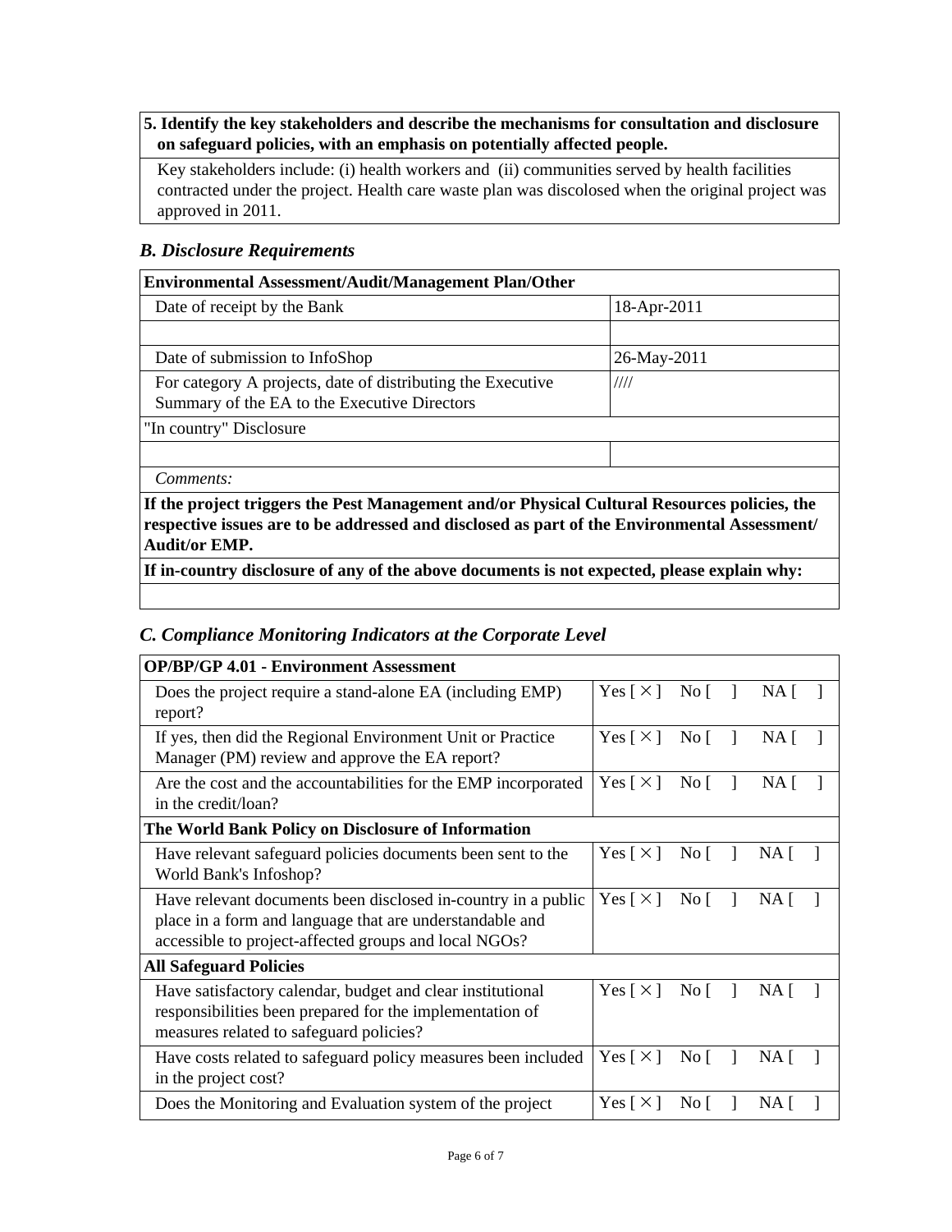| **5. Identify the key stakeholders and describe the mechanisms for consultation and disclosure on safeguard policies, with an emphasis on potentially affected people.** |
|---|
| Key stakeholders include: (i) health workers and (ii) communities served by health facilities contracted under the project. Health care waste plan was discolosed when the original project was approved in 2011. |

### *B. Disclosure Requirements*

| **Environmental Assessment/Audit/Management Plan/Other** | |
|---|---|
| Date of receipt by the Bank | 18-Apr-2011 |
| | |
| Date of submission to InfoShop | 26-May-2011 |
| For category A projects, date of distributing the Executive Summary of the EA to the Executive Directors | //// |
| "In country" Disclosure | |
| | |
| *Comments:* | |
| **If the project triggers the Pest Management and/or Physical Cultural Resources policies, the respective issues are to be addressed and disclosed as part of the Environmental Assessment/ Audit/or EMP.** | |
| **If in-country disclosure of any of the above documents is not expected, please explain why:** | |
| | |

### *C. Compliance Monitoring Indicators at the Corporate Level*

| **OP/BP/GP 4.01 - Environment Assessment** | |
|---|---|
| Does the project require a stand-alone EA (including EMP) report? | Yes [ × ] No [ ] NA [ ] |
| If yes, then did the Regional Environment Unit or Practice Manager (PM) review and approve the EA report? | Yes [ × ] No [ ] NA [ ] |
| Are the cost and the accountabilities for the EMP incorporated in the credit/loan? | Yes [ × ] No [ ] NA [ ] |
| **The World Bank Policy on Disclosure of Information** | |
| Have relevant safeguard policies documents been sent to the World Bank's Infoshop? | Yes [ × ] No [ ] NA [ ] |
| Have relevant documents been disclosed in-country in a public place in a form and language that are understandable and accessible to project-affected groups and local NGOs? | Yes [ × ] No [ ] NA [ ] |
| **All Safeguard Policies** | |
| Have satisfactory calendar, budget and clear institutional responsibilities been prepared for the implementation of measures related to safeguard policies? | Yes [ × ] No [ ] NA [ ] |
| Have costs related to safeguard policy measures been included in the project cost? | Yes [ × ] No [ ] NA [ ] |
| Does the Monitoring and Evaluation system of the project | Yes [ × ] No [ ] NA [ ] |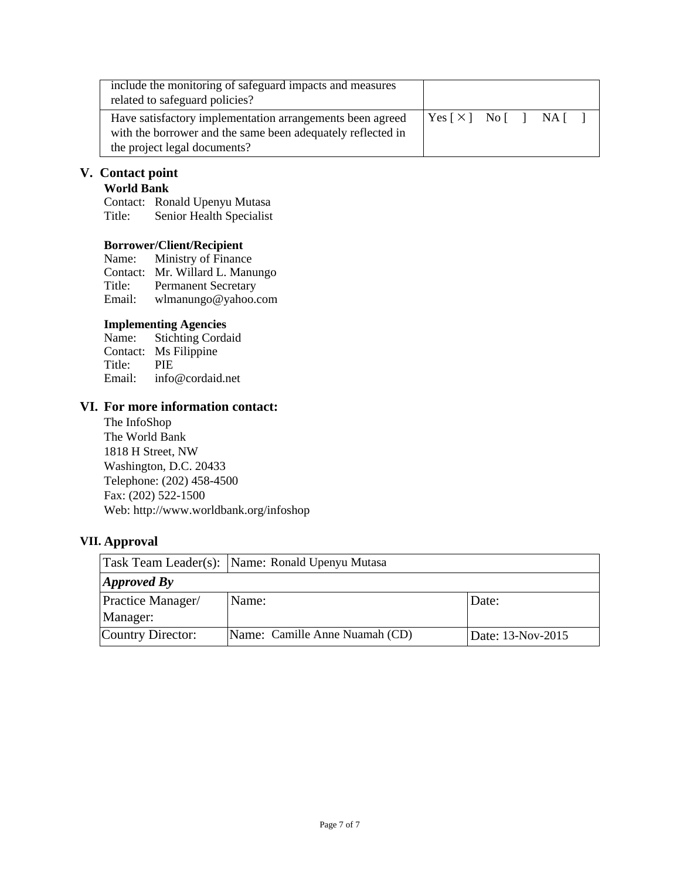| | |
|---|---|
| include the monitoring of safeguard impacts and measures related to safeguard policies? | |
| Have satisfactory implementation arrangements been agreed with the borrower and the same been adequately reflected in the project legal documents? | Yes [ × ] No [ ] NA [ ] |

## V. Contact point

**World Bank**

Contact: Ronald Upenyu Mutasa
Title: Senior Health Specialist

**Borrower/Client/Recipient**

Name: Ministry of Finance
Contact: Mr. Willard L. Manungo
Title: Permanent Secretary
Email: wlmanungo@yahoo.com

**Implementing Agencies**

Name: Stichting Cordaid
Contact: Ms Filippine
Title: PIE
Email: info@cordaid.net

## VI. For more information contact:

The InfoShop
The World Bank
1818 H Street, NW
Washington, D.C. 20433
Telephone: (202) 458-4500
Fax: (202) 522-1500
Web: http://www.worldbank.org/infoshop

## VII. Approval

| Task Team Leader(s): | Name: Ronald Upenyu Mutasa | |
|---|---|---|
| ***Approved By*** | | |
| Practice Manager/ Manager: | Name: | Date: |
| Country Director: | Name: Camille Anne Nuamah (CD) | Date: 13-Nov-2015 |